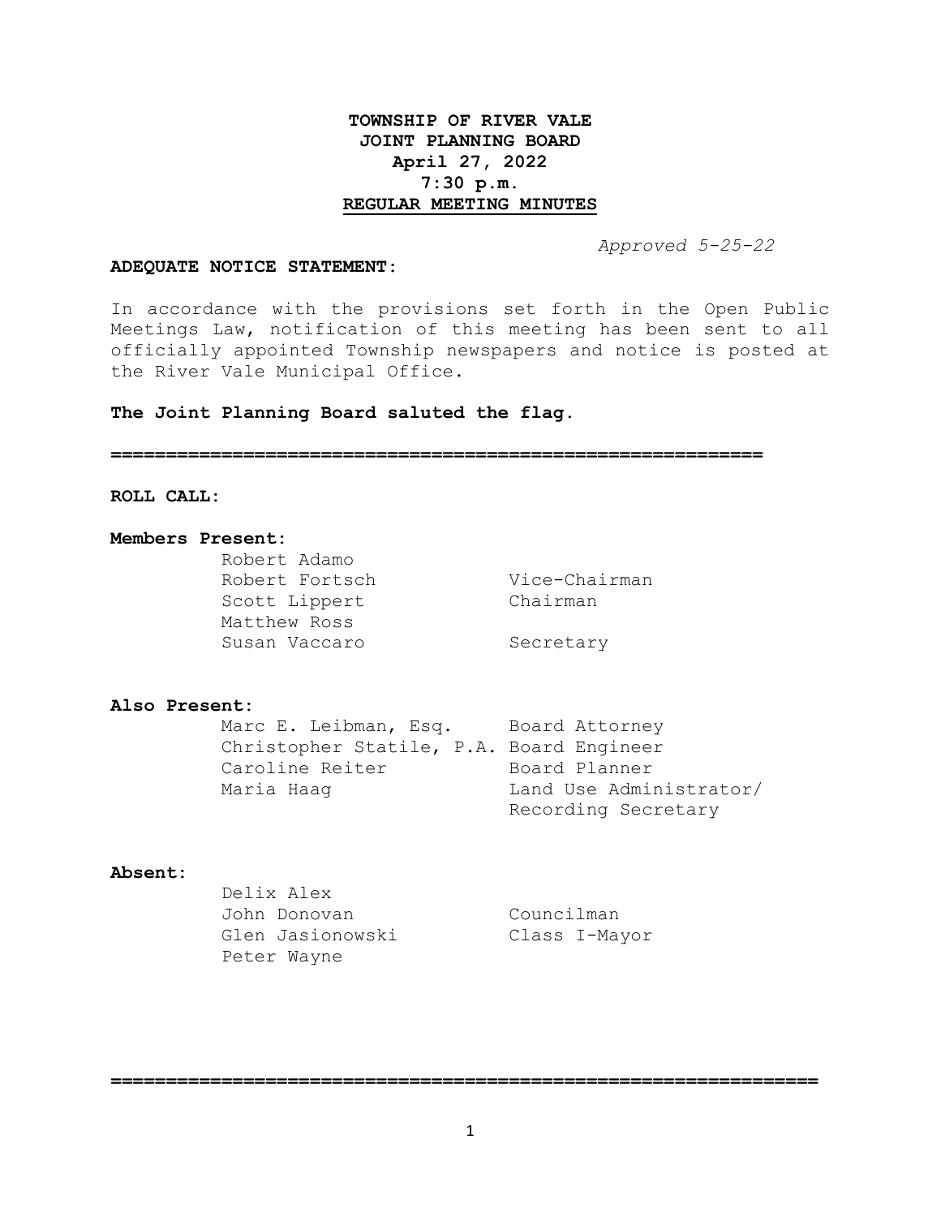# TOWNSHIP OF RIVER VALE
## JOINT PLANNING BOARD
### April 27, 2022
### 7:30 p.m.
### REGULAR MEETING MINUTES

*Approved 5-25-22*

**ADEQUATE NOTICE STATEMENT:**

In accordance with the provisions set forth in the Open Public Meetings Law, notification of this meeting has been sent to all officially appointed Township newspapers and notice is posted at the River Vale Municipal Office.

**The Joint Planning Board saluted the flag.**

==========================================================

**ROLL CALL:**

**Members Present:**

| | |
|---|---|
| Robert Adamo | |
| Robert Fortsch | Vice-Chairman |
| Scott Lippert | Chairman |
| Matthew Ross | |
| Susan Vaccaro | Secretary |

**Also Present:**

| | |
|---|---|
| Marc E. Leibman, Esq. | Board Attorney |
| Christopher Statile, P.A. | Board Engineer |
| Caroline Reiter | Board Planner |
| Maria Haag | Land Use Administrator/ Recording Secretary |

**Absent:**

| | |
|---|---|
| Delix Alex | |
| John Donovan | Councilman |
| Glen Jasionowski | Class I-Mayor |
| Peter Wayne | |

==============================================================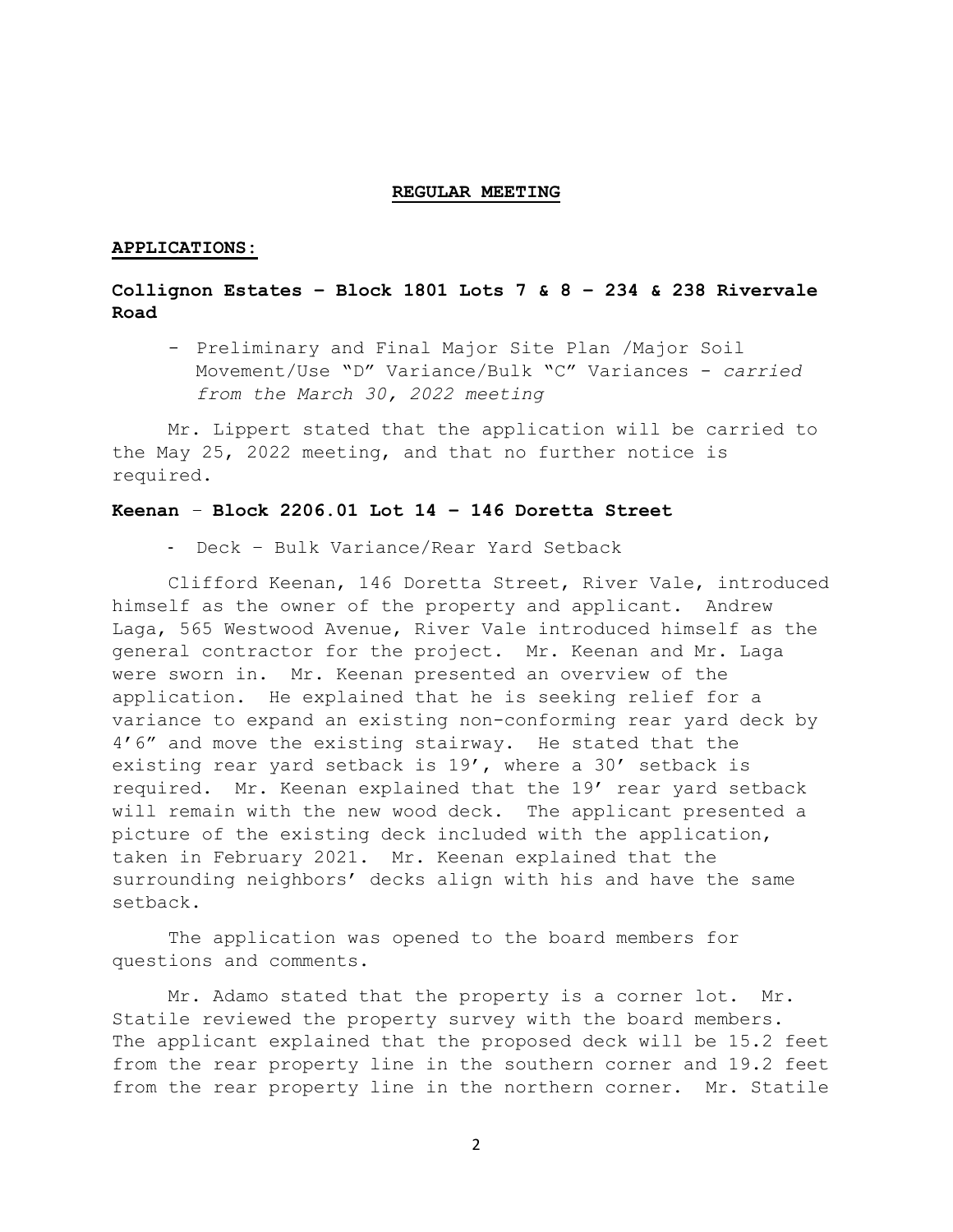**REGULAR MEETING**

**APPLICATIONS:**

**Collignon Estates – Block 1801 Lots 7 & 8 – 234 & 238 Rivervale Road**

- Preliminary and Final Major Site Plan /Major Soil Movement/Use "D" Variance/Bulk "C" Variances - *carried from the March 30, 2022 meeting*

Mr. Lippert stated that the application will be carried to the May 25, 2022 meeting, and that no further notice is required.

**Keenan – Block 2206.01 Lot 14 – 146 Doretta Street**

- Deck – Bulk Variance/Rear Yard Setback

Clifford Keenan, 146 Doretta Street, River Vale, introduced himself as the owner of the property and applicant. Andrew Laga, 565 Westwood Avenue, River Vale introduced himself as the general contractor for the project. Mr. Keenan and Mr. Laga were sworn in. Mr. Keenan presented an overview of the application. He explained that he is seeking relief for a variance to expand an existing non-conforming rear yard deck by 4'6" and move the existing stairway. He stated that the existing rear yard setback is 19', where a 30' setback is required. Mr. Keenan explained that the 19' rear yard setback will remain with the new wood deck. The applicant presented a picture of the existing deck included with the application, taken in February 2021. Mr. Keenan explained that the surrounding neighbors' decks align with his and have the same setback.

The application was opened to the board members for questions and comments.

Mr. Adamo stated that the property is a corner lot. Mr. Statile reviewed the property survey with the board members. The applicant explained that the proposed deck will be 15.2 feet from the rear property line in the southern corner and 19.2 feet from the rear property line in the northern corner. Mr. Statile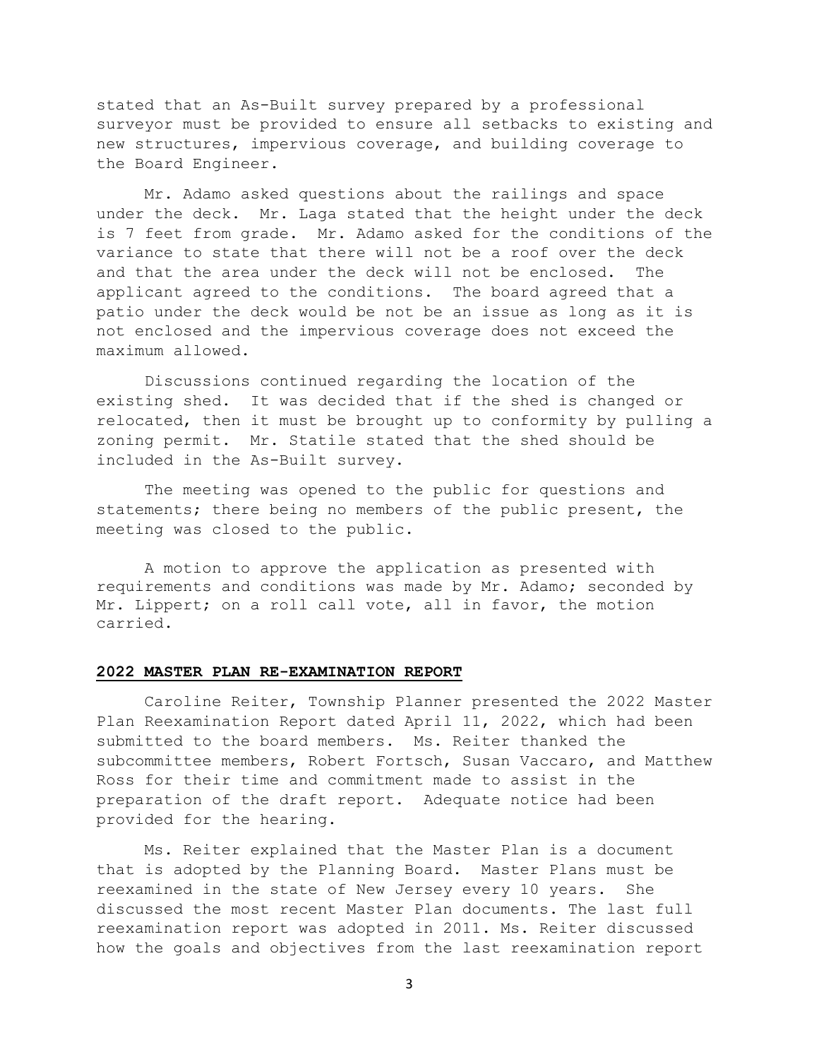stated that an As-Built survey prepared by a professional surveyor must be provided to ensure all setbacks to existing and new structures, impervious coverage, and building coverage to the Board Engineer.

Mr. Adamo asked questions about the railings and space under the deck. Mr. Laga stated that the height under the deck is 7 feet from grade. Mr. Adamo asked for the conditions of the variance to state that there will not be a roof over the deck and that the area under the deck will not be enclosed. The applicant agreed to the conditions. The board agreed that a patio under the deck would be not be an issue as long as it is not enclosed and the impervious coverage does not exceed the maximum allowed.

Discussions continued regarding the location of the existing shed. It was decided that if the shed is changed or relocated, then it must be brought up to conformity by pulling a zoning permit. Mr. Statile stated that the shed should be included in the As-Built survey.

The meeting was opened to the public for questions and statements; there being no members of the public present, the meeting was closed to the public.

A motion to approve the application as presented with requirements and conditions was made by Mr. Adamo; seconded by Mr. Lippert; on a roll call vote, all in favor, the motion carried.

## **2022 MASTER PLAN RE-EXAMINATION REPORT**

Caroline Reiter, Township Planner presented the 2022 Master Plan Reexamination Report dated April 11, 2022, which had been submitted to the board members. Ms. Reiter thanked the subcommittee members, Robert Fortsch, Susan Vaccaro, and Matthew Ross for their time and commitment made to assist in the preparation of the draft report. Adequate notice had been provided for the hearing.

Ms. Reiter explained that the Master Plan is a document that is adopted by the Planning Board. Master Plans must be reexamined in the state of New Jersey every 10 years. She discussed the most recent Master Plan documents. The last full reexamination report was adopted in 2011. Ms. Reiter discussed how the goals and objectives from the last reexamination report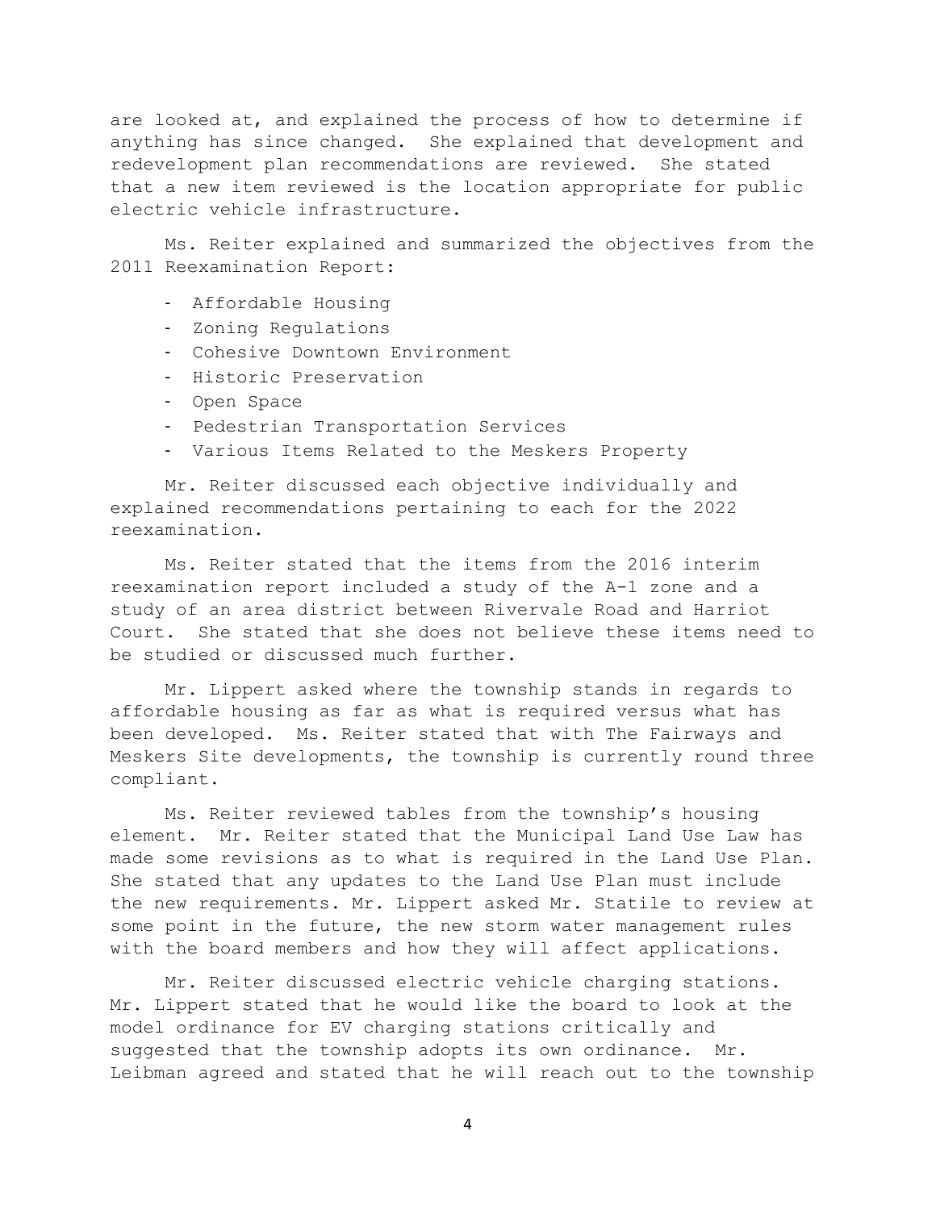are looked at, and explained the process of how to determine if anything has since changed. She explained that development and redevelopment plan recommendations are reviewed. She stated that a new item reviewed is the location appropriate for public electric vehicle infrastructure.

Ms. Reiter explained and summarized the objectives from the 2011 Reexamination Report:

- Affordable Housing
- Zoning Regulations
- Cohesive Downtown Environment
- Historic Preservation
- Open Space
- Pedestrian Transportation Services
- Various Items Related to the Meskers Property

Mr. Reiter discussed each objective individually and explained recommendations pertaining to each for the 2022 reexamination.

Ms. Reiter stated that the items from the 2016 interim reexamination report included a study of the A-1 zone and a study of an area district between Rivervale Road and Harriot Court. She stated that she does not believe these items need to be studied or discussed much further.

Mr. Lippert asked where the township stands in regards to affordable housing as far as what is required versus what has been developed. Ms. Reiter stated that with The Fairways and Meskers Site developments, the township is currently round three compliant.

Ms. Reiter reviewed tables from the township's housing element. Mr. Reiter stated that the Municipal Land Use Law has made some revisions as to what is required in the Land Use Plan. She stated that any updates to the Land Use Plan must include the new requirements. Mr. Lippert asked Mr. Statile to review at some point in the future, the new storm water management rules with the board members and how they will affect applications.

Mr. Reiter discussed electric vehicle charging stations. Mr. Lippert stated that he would like the board to look at the model ordinance for EV charging stations critically and suggested that the township adopts its own ordinance. Mr. Leibman agreed and stated that he will reach out to the township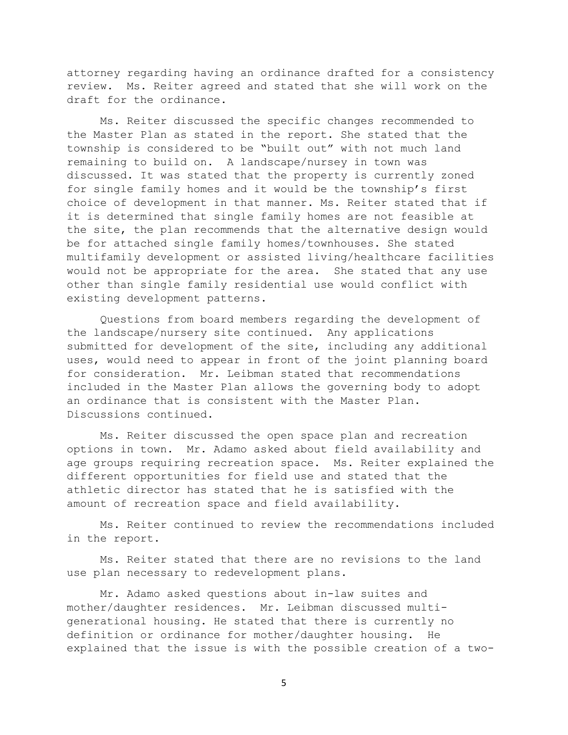attorney regarding having an ordinance drafted for a consistency review. Ms. Reiter agreed and stated that she will work on the draft for the ordinance.

Ms. Reiter discussed the specific changes recommended to the Master Plan as stated in the report. She stated that the township is considered to be "built out" with not much land remaining to build on. A landscape/nursey in town was discussed. It was stated that the property is currently zoned for single family homes and it would be the township's first choice of development in that manner. Ms. Reiter stated that if it is determined that single family homes are not feasible at the site, the plan recommends that the alternative design would be for attached single family homes/townhouses. She stated multifamily development or assisted living/healthcare facilities would not be appropriate for the area. She stated that any use other than single family residential use would conflict with existing development patterns.

Questions from board members regarding the development of the landscape/nursery site continued. Any applications submitted for development of the site, including any additional uses, would need to appear in front of the joint planning board for consideration. Mr. Leibman stated that recommendations included in the Master Plan allows the governing body to adopt an ordinance that is consistent with the Master Plan. Discussions continued.

Ms. Reiter discussed the open space plan and recreation options in town. Mr. Adamo asked about field availability and age groups requiring recreation space. Ms. Reiter explained the different opportunities for field use and stated that the athletic director has stated that he is satisfied with the amount of recreation space and field availability.

Ms. Reiter continued to review the recommendations included in the report.

Ms. Reiter stated that there are no revisions to the land use plan necessary to redevelopment plans.

Mr. Adamo asked questions about in-law suites and mother/daughter residences. Mr. Leibman discussed multi-generational housing. He stated that there is currently no definition or ordinance for mother/daughter housing. He explained that the issue is with the possible creation of a two-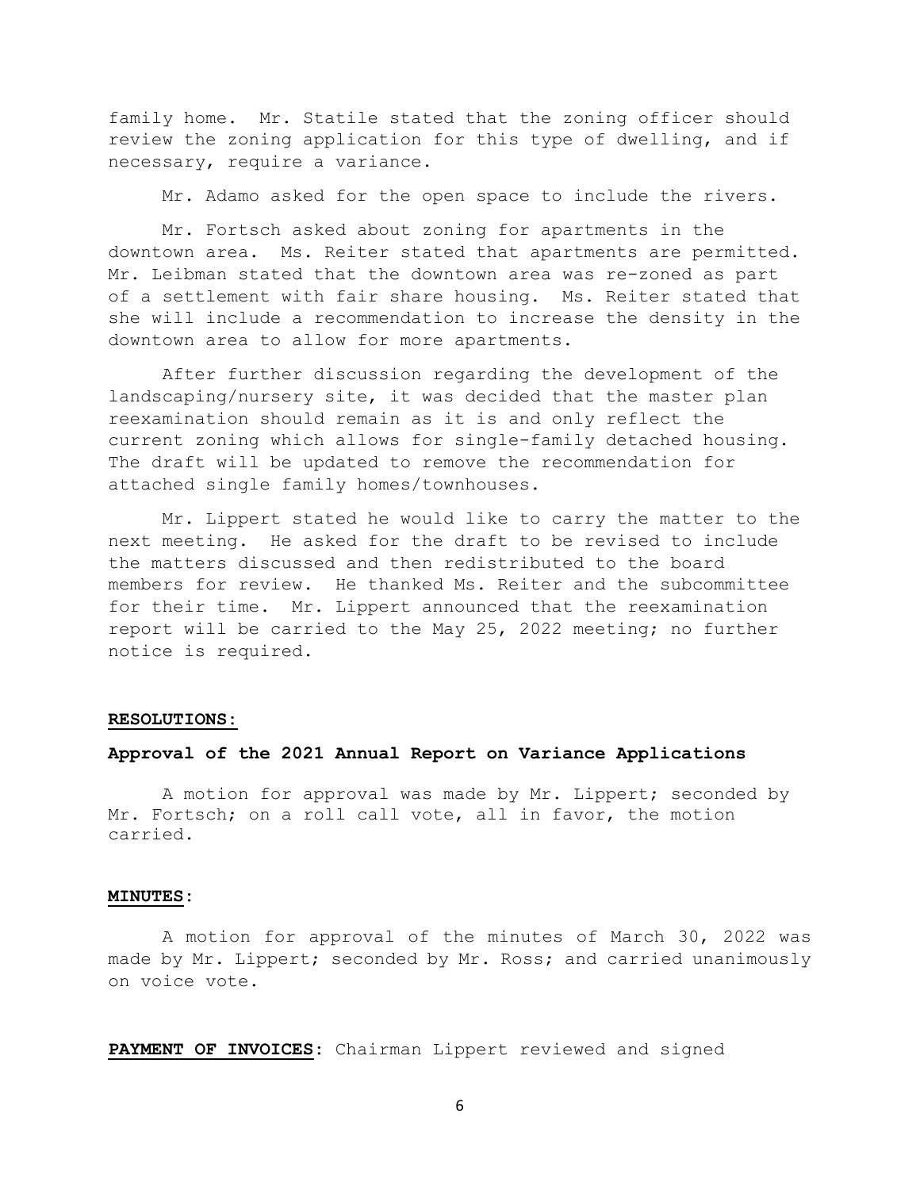family home. Mr. Statile stated that the zoning officer should review the zoning application for this type of dwelling, and if necessary, require a variance.

Mr. Adamo asked for the open space to include the rivers.

Mr. Fortsch asked about zoning for apartments in the downtown area. Ms. Reiter stated that apartments are permitted. Mr. Leibman stated that the downtown area was re-zoned as part of a settlement with fair share housing. Ms. Reiter stated that she will include a recommendation to increase the density in the downtown area to allow for more apartments.

After further discussion regarding the development of the landscaping/nursery site, it was decided that the master plan reexamination should remain as it is and only reflect the current zoning which allows for single-family detached housing. The draft will be updated to remove the recommendation for attached single family homes/townhouses.

Mr. Lippert stated he would like to carry the matter to the next meeting. He asked for the draft to be revised to include the matters discussed and then redistributed to the board members for review. He thanked Ms. Reiter and the subcommittee for their time. Mr. Lippert announced that the reexamination report will be carried to the May 25, 2022 meeting; no further notice is required.

**RESOLUTIONS:**

**Approval of the 2021 Annual Report on Variance Applications**

A motion for approval was made by Mr. Lippert; seconded by Mr. Fortsch; on a roll call vote, all in favor, the motion carried.

**MINUTES:**

A motion for approval of the minutes of March 30, 2022 was made by Mr. Lippert; seconded by Mr. Ross; and carried unanimously on voice vote.

**PAYMENT OF INVOICES:** Chairman Lippert reviewed and signed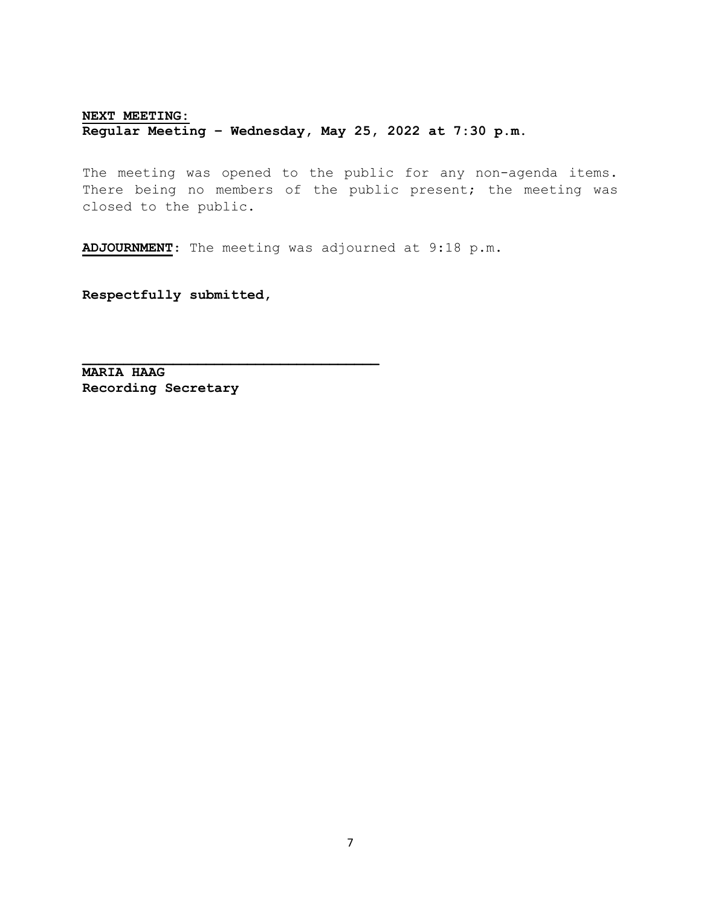**NEXT MEETING:**
**Regular Meeting – Wednesday, May 25, 2022 at 7:30 p.m.**

The meeting was opened to the public for any non-agenda items. There being no members of the public present; the meeting was closed to the public.

**ADJOURNMENT**: The meeting was adjourned at 9:18 p.m.

**Respectfully submitted,**

\_\_\_\_\_\_\_\_\_\_\_\_\_\_\_\_\_\_\_\_\_\_\_\_\_\_\_\_\_\_\_\_\_\_\_\_

**MARIA HAAG**
**Recording Secretary**